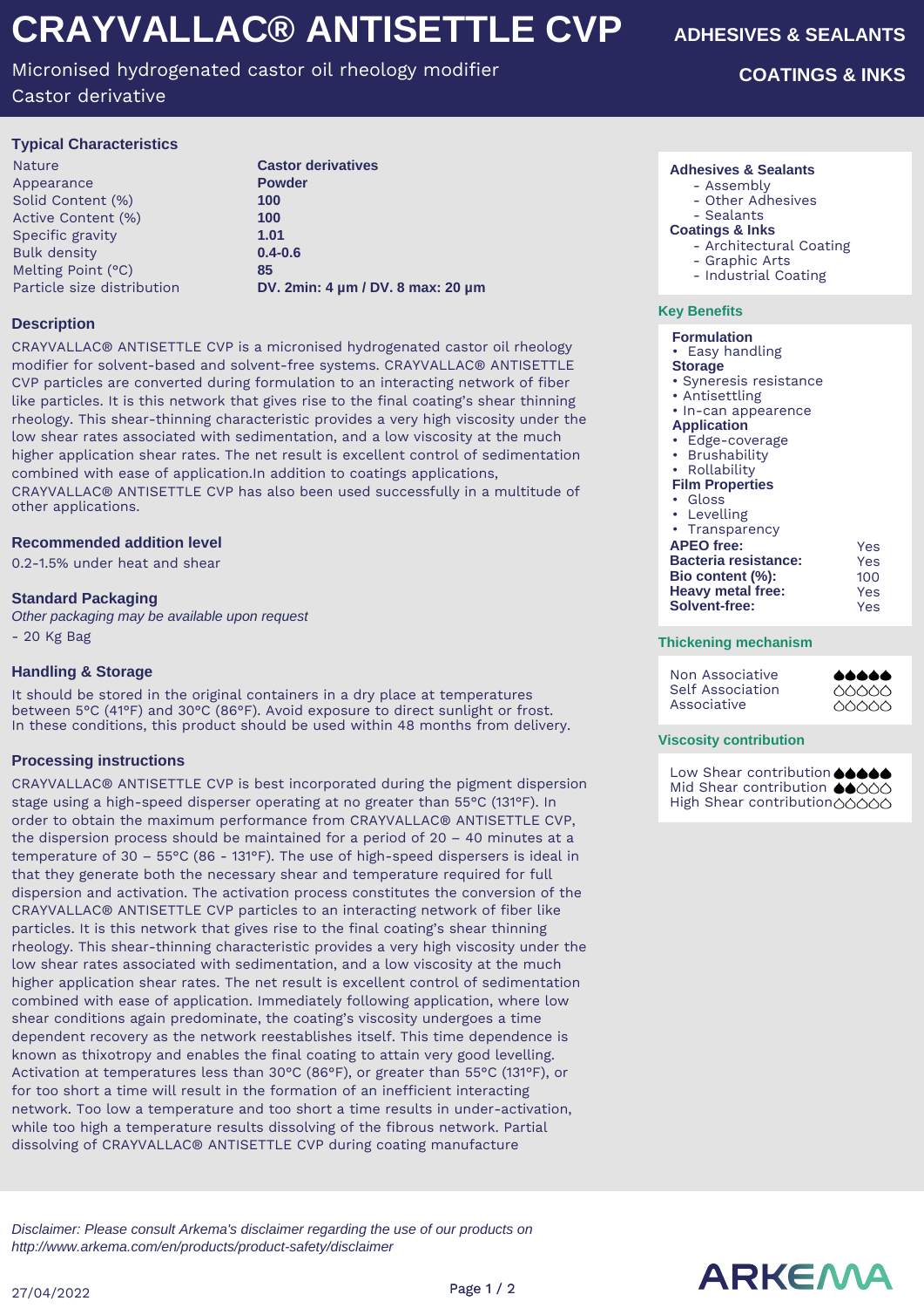# CRAYVALLAC® ANTISETTLE CVP

ADHESIVES & SEALANTS

COATINGS & INKS

Micronised hydrogenated castor oil rheology modifier
Castor derivative

## Typical Characteristics

| | |
|---|---|
| Nature | **Castor derivatives** |
| Appearance | **Powder** |
| Solid Content (%) | **100** |
| Active Content (%) | **100** |
| Specific gravity | **1.01** |
| Bulk density | **0.4-0.6** |
| Melting Point (°C) | **85** |
| Particle size distribution | **DV. 2min: 4 µm / DV. 8 max: 20 µm** |

## Description

CRAYVALLAC® ANTISETTLE CVP is a micronised hydrogenated castor oil rheology modifier for solvent-based and solvent-free systems. CRAYVALLAC® ANTISETTLE CVP particles are converted during formulation to an interacting network of fiber like particles. It is this network that gives rise to the final coating's shear thinning rheology. This shear-thinning characteristic provides a very high viscosity under the low shear rates associated with sedimentation, and a low viscosity at the much higher application shear rates. The net result is excellent control of sedimentation combined with ease of application.In addition to coatings applications, CRAYVALLAC® ANTISETTLE CVP has also been used successfully in a multitude of other applications.

## Recommended addition level

0.2-1.5% under heat and shear

## Standard Packaging

*Other packaging may be available upon request*

- 20 Kg Bag

## Handling & Storage

It should be stored in the original containers in a dry place at temperatures between 5°C (41°F) and 30°C (86°F). Avoid exposure to direct sunlight or frost. In these conditions, this product should be used within 48 months from delivery.

## Processing instructions

CRAYVALLAC® ANTISETTLE CVP is best incorporated during the pigment dispersion stage using a high-speed disperser operating at no greater than 55°C (131°F). In order to obtain the maximum performance from CRAYVALLAC® ANTISETTLE CVP, the dispersion process should be maintained for a period of 20 – 40 minutes at a temperature of 30 – 55°C (86 - 131°F). The use of high-speed dispersers is ideal in that they generate both the necessary shear and temperature required for full dispersion and activation. The activation process constitutes the conversion of the CRAYVALLAC® ANTISETTLE CVP particles to an interacting network of fiber like particles. It is this network that gives rise to the final coating's shear thinning rheology. This shear-thinning characteristic provides a very high viscosity under the low shear rates associated with sedimentation, and a low viscosity at the much higher application shear rates. The net result is excellent control of sedimentation combined with ease of application. Immediately following application, where low shear conditions again predominate, the coating's viscosity undergoes a time dependent recovery as the network reestablishes itself. This time dependence is known as thixotropy and enables the final coating to attain very good levelling. Activation at temperatures less than 30°C (86°F), or greater than 55°C (131°F), or for too short a time will result in the formation of an inefficient interacting network. Too low a temperature and too short a time results in under-activation, while too high a temperature results dissolving of the fibrous network. Partial dissolving of CRAYVALLAC® ANTISETTLE CVP during coating manufacture

**Adhesives & Sealants**
- Assembly
- Other Adhesives
- Sealants

**Coatings & Inks**
- Architectural Coating
- Graphic Arts
- Industrial Coating

## Key Benefits

**Formulation**
- Easy handling

**Storage**
- Synerisis resistance
- Antisettling
- In-can appearence

**Application**
- Edge-coverage
- Brushability
- Rollability

**Film Properties**
- Gloss
- Levelling
- Transparency

| | |
|---|---|
| **APEO free:** | Yes |
| **Bacteria resistance:** | Yes |
| **Bio content (%):** | 100 |
| **Heavy metal free:** | Yes |
| **Solvent-free:** | Yes |

## Thickening mechanism

| | |
|---|---|
| Non Associative | ●●●●● |
| Self Association | ○○○○○ |
| Associative | ○○○○○ |

## Viscosity contribution

| | |
|---|---|
| Low Shear contribution | ●●●●● |
| Mid Shear contribution | ●●○○○ |
| High Shear contribution | ○○○○○ |

*Disclaimer: Please consult Arkema's disclaimer regarding the use of our products on http://www.arkema.com/en/products/product-safety/disclaimer*

27/04/2022

ARKEMA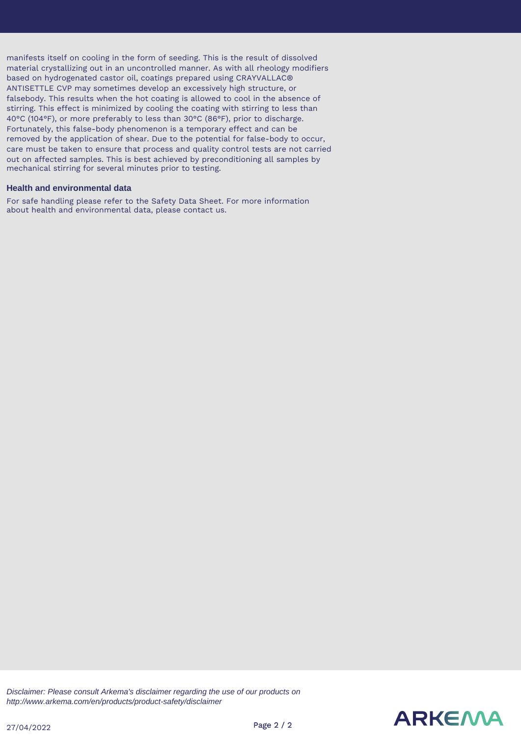manifests itself on cooling in the form of seeding. This is the result of dissolved material crystallizing out in an uncontrolled manner. As with all rheology modifiers based on hydrogenated castor oil, coatings prepared using CRAYVALLAC® ANTISETTLE CVP may sometimes develop an excessively high structure, or falsebody. This results when the hot coating is allowed to cool in the absence of stirring. This effect is minimized by cooling the coating with stirring to less than 40°C (104°F), or more preferably to less than 30°C (86°F), prior to discharge. Fortunately, this false-body phenomenon is a temporary effect and can be removed by the application of shear. Due to the potential for false-body to occur, care must be taken to ensure that process and quality control tests are not carried out on affected samples. This is best achieved by preconditioning all samples by mechanical stirring for several minutes prior to testing.

### Health and environmental data

For safe handling please refer to the Safety Data Sheet. For more information about health and environmental data, please contact us.

*Disclaimer: Please consult Arkema's disclaimer regarding the use of our products on http://www.arkema.com/en/products/product-safety/disclaimer*

27/04/2022